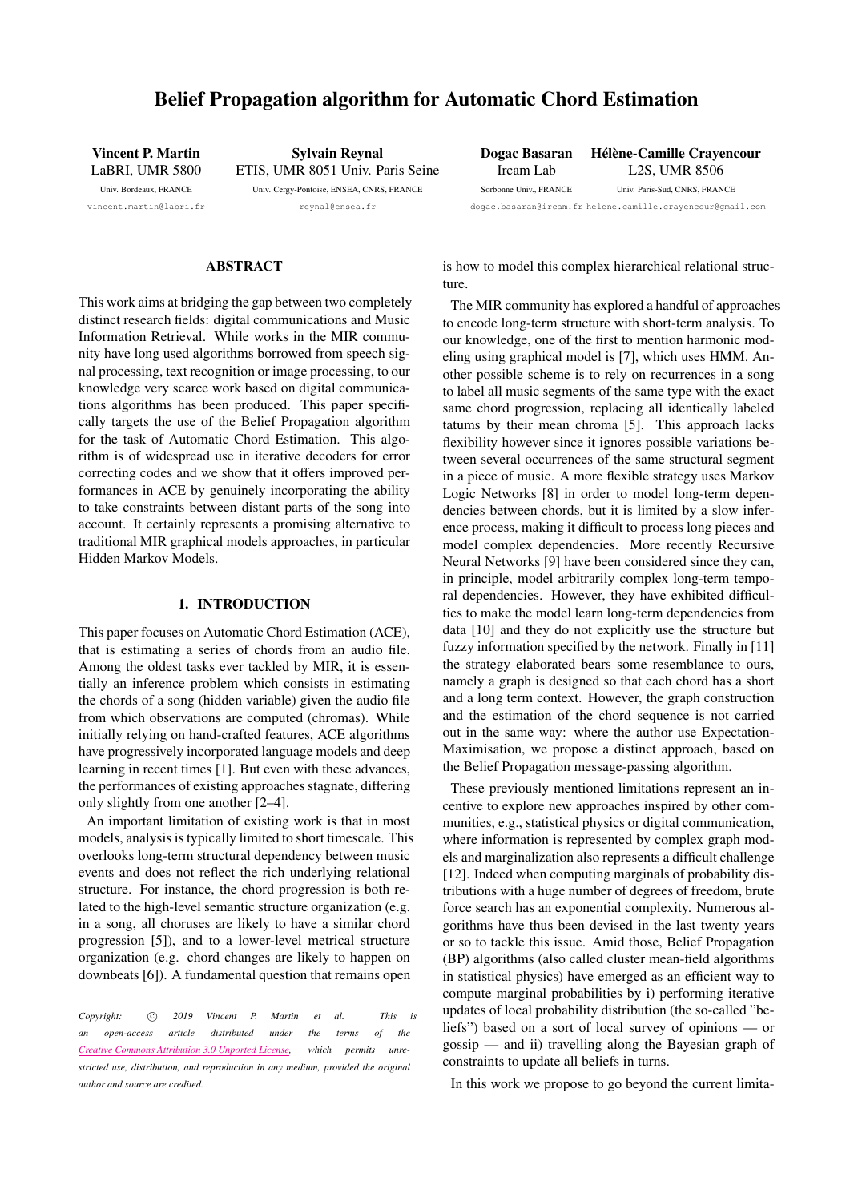# Belief Propagation algorithm for Automatic Chord Estimation

**Vincent P. Martin**
LaBRI, UMR 5800
Univ. Bordeaux, FRANCE
vincent.martin@labri.fr

**Sylvain Reynal**
ETIS, UMR 8051 Univ. Paris Seine
Univ. Cergy-Pontoise, ENSEA, CNRS, FRANCE
reynal@ensea.fr

**Dogac Basaran**
Ircam Lab
Sorbonne Univ., FRANCE
dogac.basaran@ircam.fr

**Hélène-Camille Crayencour**
L2S, UMR 8506
Univ. Paris-Sud, CNRS, FRANCE
helene.camille.crayencour@gmail.com

## ABSTRACT

This work aims at bridging the gap between two completely distinct research fields: digital communications and Music Information Retrieval. While works in the MIR community have long used algorithms borrowed from speech signal processing, text recognition or image processing, to our knowledge very scarce work based on digital communications algorithms has been produced. This paper specifically targets the use of the Belief Propagation algorithm for the task of Automatic Chord Estimation. This algorithm is of widespread use in iterative decoders for error correcting codes and we show that it offers improved performances in ACE by genuinely incorporating the ability to take constraints between distant parts of the song into account. It certainly represents a promising alternative to traditional MIR graphical models approaches, in particular Hidden Markov Models.

## 1. INTRODUCTION

This paper focuses on Automatic Chord Estimation (ACE), that is estimating a series of chords from an audio file. Among the oldest tasks ever tackled by MIR, it is essentially an inference problem which consists in estimating the chords of a song (hidden variable) given the audio file from which observations are computed (chromas). While initially relying on hand-crafted features, ACE algorithms have progressively incorporated language models and deep learning in recent times [1]. But even with these advances, the performances of existing approaches stagnate, differing only slightly from one another [2–4].

An important limitation of existing work is that in most models, analysis is typically limited to short timescale. This overlooks long-term structural dependency between music events and does not reflect the rich underlying relational structure. For instance, the chord progression is both related to the high-level semantic structure organization (e.g. in a song, all choruses are likely to have a similar chord progression [5]), and to a lower-level metrical structure organization (e.g. chord changes are likely to happen on downbeats [6]). A fundamental question that remains open is how to model this complex hierarchical relational structure.

The MIR community has explored a handful of approaches to encode long-term structure with short-term analysis. To our knowledge, one of the first to mention harmonic modeling using graphical model is [7], which uses HMM. Another possible scheme is to rely on recurrences in a song to label all music segments of the same type with the exact same chord progression, replacing all identically labeled tatums by their mean chroma [5]. This approach lacks flexibility however since it ignores possible variations between several occurrences of the same structural segment in a piece of music. A more flexible strategy uses Markov Logic Networks [8] in order to model long-term dependencies between chords, but it is limited by a slow inference process, making it difficult to process long pieces and model complex dependencies. More recently Recursive Neural Networks [9] have been considered since they can, in principle, model arbitrarily complex long-term temporal dependencies. However, they have exhibited difficulties to make the model learn long-term dependencies from data [10] and they do not explicitly use the structure but fuzzy information specified by the network. Finally in [11] the strategy elaborated bears some resemblance to ours, namely a graph is designed so that each chord has a short and a long term context. However, the graph construction and the estimation of the chord sequence is not carried out in the same way: where the author use Expectation-Maximisation, we propose a distinct approach, based on the Belief Propagation message-passing algorithm.

These previously mentioned limitations represent an incentive to explore new approaches inspired by other communities, e.g., statistical physics or digital communication, where information is represented by complex graph models and marginalization also represents a difficult challenge [12]. Indeed when computing marginals of probability distributions with a huge number of degrees of freedom, brute force search has an exponential complexity. Numerous algorithms have thus been devised in the last twenty years or so to tackle this issue. Amid those, Belief Propagation (BP) algorithms (also called cluster mean-field algorithms in statistical physics) have emerged as an efficient way to compute marginal probabilities by i) performing iterative updates of local probability distribution (the so-called "beliefs") based on a sort of local survey of opinions — or gossip — and ii) travelling along the Bayesian graph of constraints to update all beliefs in turns.

In this work we propose to go beyond the current limita-

*Copyright: © 2019 Vincent P. Martin et al. This is an open-access article distributed under the terms of the Creative Commons Attribution 3.0 Unported License, which permits unrestricted use, distribution, and reproduction in any medium, provided the original author and source are credited.*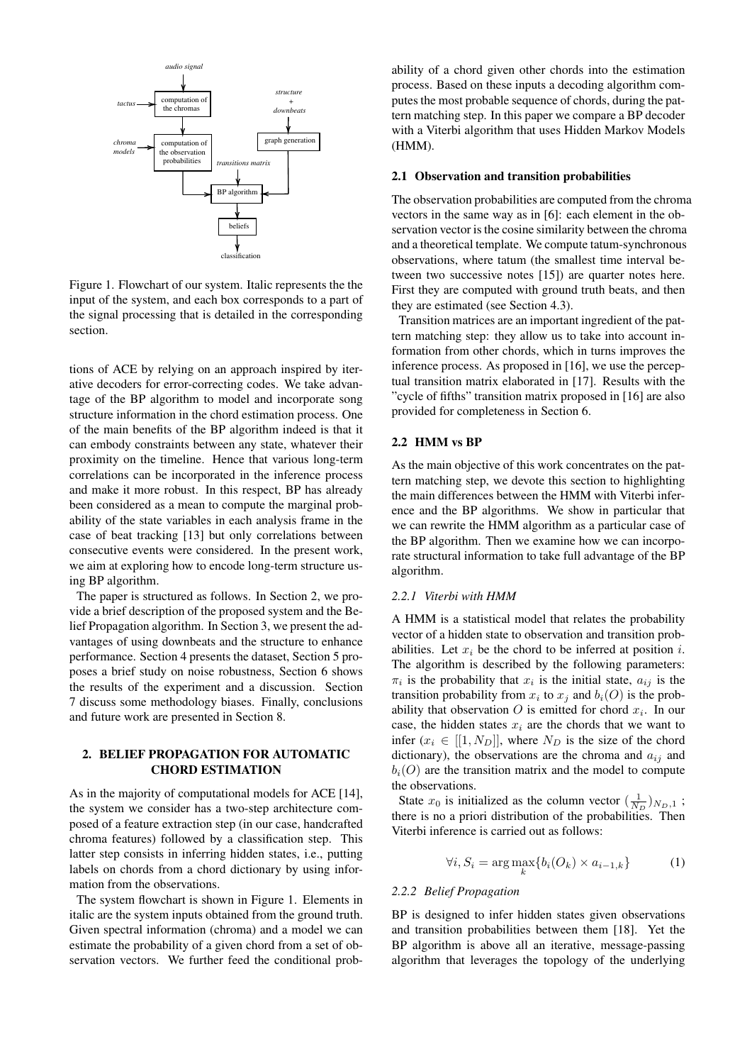Figure 1. Flowchart of our system. Italic represents the the input of the system, and each box corresponds to a part of the signal processing that is detailed in the corresponding section.

tions of ACE by relying on an approach inspired by iterative decoders for error-correcting codes. We take advantage of the BP algorithm to model and incorporate song structure information in the chord estimation process. One of the main benefits of the BP algorithm indeed is that it can embody constraints between any state, whatever their proximity on the timeline. Hence that various long-term correlations can be incorporated in the inference process and make it more robust. In this respect, BP has already been considered as a mean to compute the marginal probability of the state variables in each analysis frame in the case of beat tracking [13] but only correlations between consecutive events were considered. In the present work, we aim at exploring how to encode long-term structure using BP algorithm.

The paper is structured as follows. In Section 2, we provide a brief description of the proposed system and the Belief Propagation algorithm. In Section 3, we present the advantages of using downbeats and the structure to enhance performance. Section 4 presents the dataset, Section 5 proposes a brief study on noise robustness, Section 6 shows the results of the experiment and a discussion. Section 7 discuss some methodology biases. Finally, conclusions and future work are presented in Section 8.

## 2. BELIEF PROPAGATION FOR AUTOMATIC CHORD ESTIMATION

As in the majority of computational models for ACE [14], the system we consider has a two-step architecture composed of a feature extraction step (in our case, handcrafted chroma features) followed by a classification step. This latter step consists in inferring hidden states, i.e., putting labels on chords from a chord dictionary by using information from the observations.

The system flowchart is shown in Figure 1. Elements in italic are the system inputs obtained from the ground truth. Given spectral information (chroma) and a model we can estimate the probability of a given chord from a set of observation vectors. We further feed the conditional probability of a chord given other chords into the estimation process. Based on these inputs a decoding algorithm computes the most probable sequence of chords, during the pattern matching step. In this paper we compare a BP decoder with a Viterbi algorithm that uses Hidden Markov Models (HMM).

### 2.1 Observation and transition probabilities

The observation probabilities are computed from the chroma vectors in the same way as in [6]: each element in the observation vector is the cosine similarity between the chroma and a theoretical template. We compute tatum-synchronous observations, where tatum (the smallest time interval between two successive notes [15]) are quarter notes here. First they are computed with ground truth beats, and then they are estimated (see Section 4.3).

Transition matrices are an important ingredient of the pattern matching step: they allow us to take into account information from other chords, which in turns improves the inference process. As proposed in [16], we use the perceptual transition matrix elaborated in [17]. Results with the "cycle of fifths" transition matrix proposed in [16] are also provided for completeness in Section 6.

### 2.2 HMM vs BP

As the main objective of this work concentrates on the pattern matching step, we devote this section to highlighting the main differences between the HMM with Viterbi inference and the BP algorithms. We show in particular that we can rewrite the HMM algorithm as a particular case of the BP algorithm. Then we examine how we can incorporate structural information to take full advantage of the BP algorithm.

#### 2.2.1 Viterbi with HMM

A HMM is a statistical model that relates the probability vector of a hidden state to observation and transition probabilities. Let $x_i$ be the chord to be inferred at position $i$. The algorithm is described by the following parameters: $\pi_i$ is the probability that $x_i$ is the initial state, $a_{ij}$ is the transition probability from $x_i$ to $x_j$ and $b_i(O)$ is the probability that observation $O$ is emitted for chord $x_i$. In our case, the hidden states $x_i$ are the chords that we want to infer ($x_i \in [[1, N_D]]$, where $N_D$ is the size of the chord dictionary), the observations are the chroma and $a_{ij}$ and $b_i(O)$ are the transition matrix and the model to compute the observations.

State $x_0$ is initialized as the column vector $(\frac{1}{N_D})_{N_D,1}$ ; there is no a priori distribution of the probabilities. Then Viterbi inference is carried out as follows:

$$\forall i, S_i = \arg\max_k \{b_i(O_k) \times a_{i-1,k}\} \tag{1}$$

#### 2.2.2 Belief Propagation

BP is designed to infer hidden states given observations and transition probabilities between them [18]. Yet the BP algorithm is above all an iterative, message-passing algorithm that leverages the topology of the underlying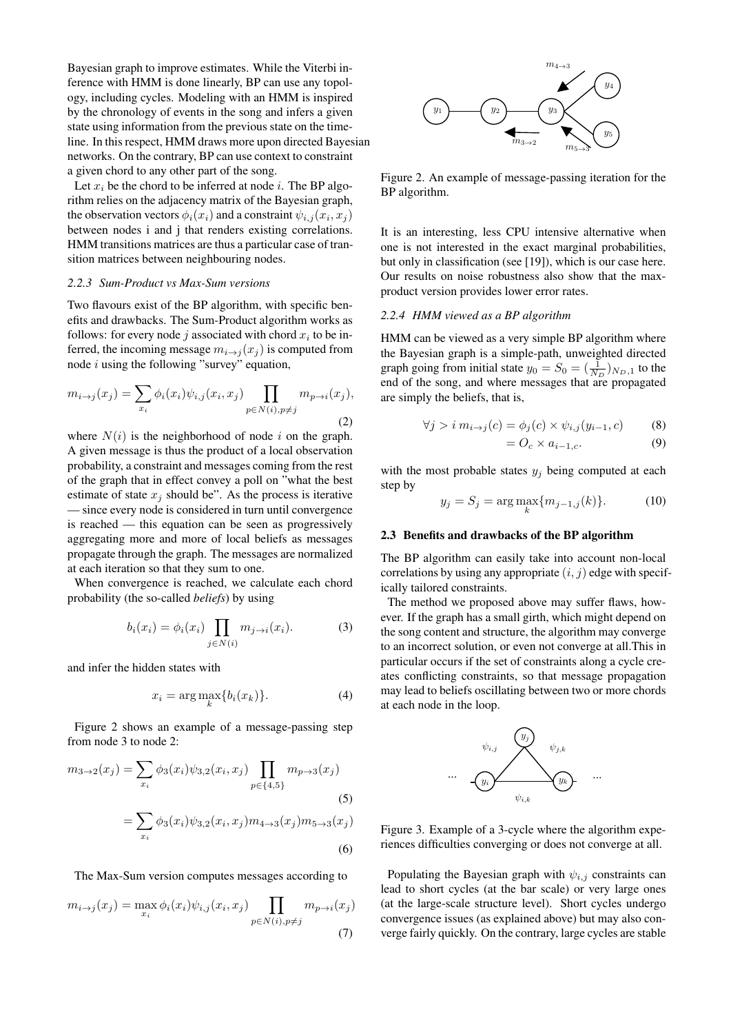Bayesian graph to improve estimates. While the Viterbi inference with HMM is done linearly, BP can use any topology, including cycles. Modeling with an HMM is inspired by the chronology of events in the song and infers a given state using information from the previous state on the timeline. In this respect, HMM draws more upon directed Bayesian networks. On the contrary, BP can use context to constraint a given chord to any other part of the song.

Let $x_i$ be the chord to be inferred at node $i$. The BP algorithm relies on the adjacency matrix of the Bayesian graph, the observation vectors $\phi_i(x_i)$ and a constraint $\psi_{i,j}(x_i, x_j)$ between nodes i and j that renders existing correlations. HMM transitions matrices are thus a particular case of transition matrices between neighbouring nodes.

#### 2.2.3 Sum-Product vs Max-Sum versions

Two flavours exist of the BP algorithm, with specific benefits and drawbacks. The Sum-Product algorithm works as follows: for every node $j$ associated with chord $x_i$ to be inferred, the incoming message $m_{i \to j}(x_j)$ is computed from node $i$ using the following "survey" equation,

$$m_{i \to j}(x_j) = \sum_{x_i} \phi_i(x_i) \psi_{i,j}(x_i, x_j) \prod_{p \in N(i), p \neq j} m_{p \to i}(x_j), \tag{2}$$

where $N(i)$ is the neighborhood of node $i$ on the graph. A given message is thus the product of a local observation probability, a constraint and messages coming from the rest of the graph that in effect convey a poll on "what the best estimate of state $x_j$ should be". As the process is iterative — since every node is considered in turn until convergence is reached — this equation can be seen as progressively aggregating more and more of local beliefs as messages propagate through the graph. The messages are normalized at each iteration so that they sum to one.

When convergence is reached, we calculate each chord probability (the so-called *beliefs*) by using

$$b_i(x_i) = \phi_i(x_i) \prod_{j \in N(i)} m_{j \to i}(x_i). \tag{3}$$

and infer the hidden states with

$$x_i = \arg\max_k \{b_i(x_k)\}. \tag{4}$$

Figure 2 shows an example of a message-passing step from node 3 to node 2:

$$m_{3 \to 2}(x_j) = \sum_{x_i} \phi_3(x_i) \psi_{3,2}(x_i, x_j) \prod_{p \in \{4,5\}} m_{p \to 3}(x_j) \tag{5}$$

$$= \sum_{x_i} \phi_3(x_i) \psi_{3,2}(x_i, x_j) m_{4 \to 3}(x_j) m_{5 \to 3}(x_j) \tag{6}$$

The Max-Sum version computes messages according to

$$m_{i \to j}(x_j) = \max_{x_i} \phi_i(x_i) \psi_{i,j}(x_i, x_j) \prod_{p \in N(i), p \neq j} m_{p \to i}(x_j) \tag{7}$$

Figure 2. An example of message-passing iteration for the BP algorithm.

It is an interesting, less CPU intensive alternative when one is not interested in the exact marginal probabilities, but only in classification (see [19]), which is our case here. Our results on noise robustness also show that the max-product version provides lower error rates.

#### 2.2.4 HMM viewed as a BP algorithm

HMM can be viewed as a very simple BP algorithm where the Bayesian graph is a simple-path, unweighted directed graph going from initial state $y_0 = S_0 = (\frac{1}{N_D})_{N_D,1}$ to the end of the song, and where messages that are propagated are simply the beliefs, that is,

$$\forall j > i \; m_{i \to j}(c) = \phi_j(c) \times \psi_{i,j}(y_{i-1}, c) \tag{8}$$

$$= O_c \times a_{i-1,c}. \tag{9}$$

with the most probable states $y_j$ being computed at each step by

$$y_j = S_j = \arg\max_k \{m_{j-1,j}(k)\}. \tag{10}$$

### 2.3 Benefits and drawbacks of the BP algorithm

The BP algorithm can easily take into account non-local correlations by using any appropriate $(i, j)$ edge with specifically tailored constraints.

The method we proposed above may suffer flaws, however. If the graph has a small girth, which might depend on the song content and structure, the algorithm may converge to an incorrect solution, or even not converge at all.This in particular occurs if the set of constraints along a cycle creates conflicting constraints, so that message propagation may lead to beliefs oscillating between two or more chords at each node in the loop.

Figure 3. Example of a 3-cycle where the algorithm experiences difficulties converging or does not converge at all.

Populating the Bayesian graph with $\psi_{i,j}$ constraints can lead to short cycles (at the bar scale) or very large ones (at the large-scale structure level). Short cycles undergo convergence issues (as explained above) but may also converge fairly quickly. On the contrary, large cycles are stable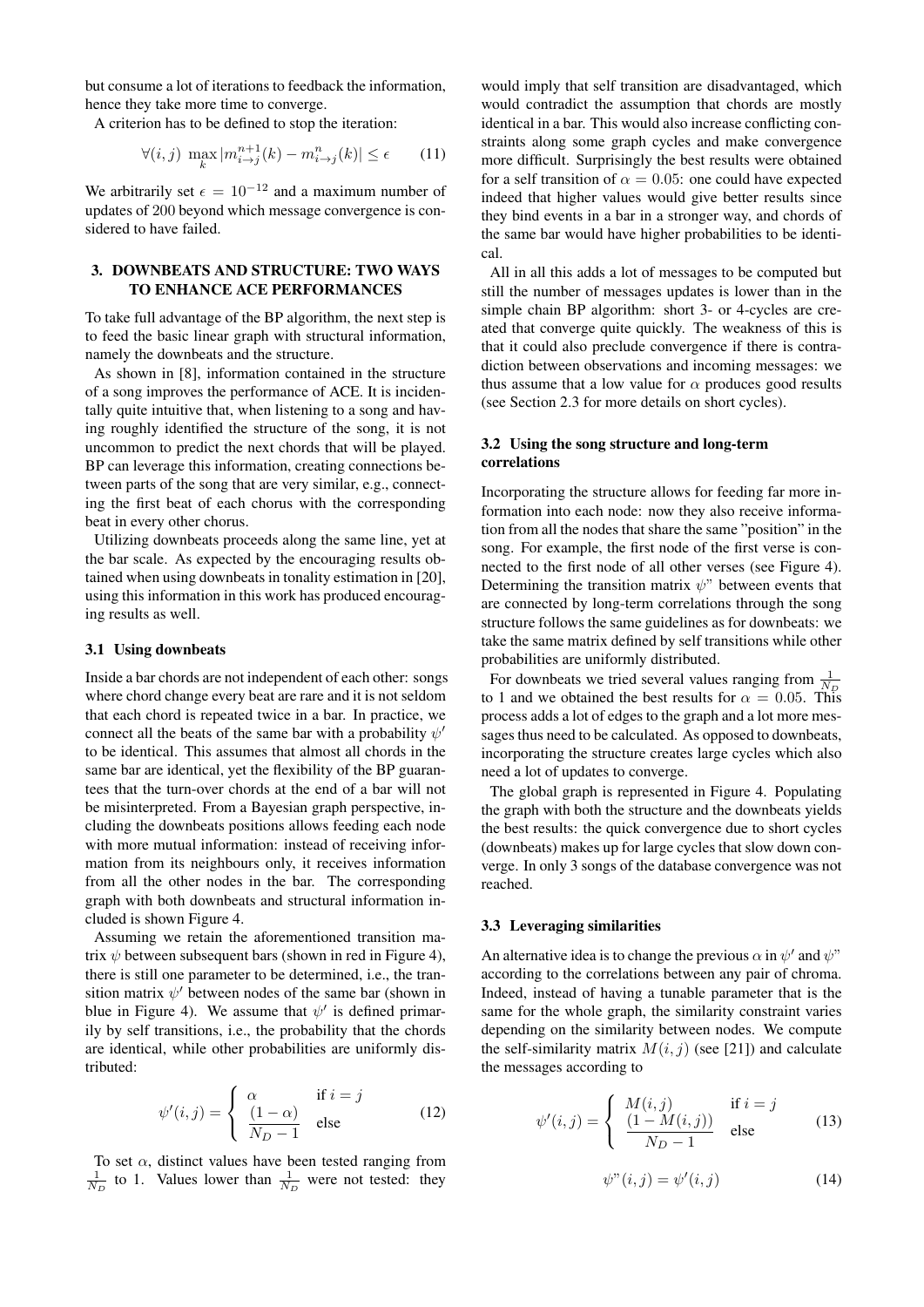but consume a lot of iterations to feedback the information, hence they take more time to converge.

A criterion has to be defined to stop the iteration:

$$\forall(i,j)\ \max_k |m^{n+1}_{i\to j}(k) - m^{n}_{i\to j}(k)| \leq \epsilon \tag{11}$$

We arbitrarily set $\epsilon = 10^{-12}$ and a maximum number of updates of 200 beyond which message convergence is considered to have failed.

## 3. DOWNBEATS AND STRUCTURE: TWO WAYS TO ENHANCE ACE PERFORMANCES

To take full advantage of the BP algorithm, the next step is to feed the basic linear graph with structural information, namely the downbeats and the structure.

As shown in [8], information contained in the structure of a song improves the performance of ACE. It is incidentally quite intuitive that, when listening to a song and having roughly identified the structure of the song, it is not uncommon to predict the next chords that will be played. BP can leverage this information, creating connections between parts of the song that are very similar, e.g., connecting the first beat of each chorus with the corresponding beat in every other chorus.

Utilizing downbeats proceeds along the same line, yet at the bar scale. As expected by the encouraging results obtained when using downbeats in tonality estimation in [20], using this information in this work has produced encouraging results as well.

### 3.1 Using downbeats

Inside a bar chords are not independent of each other: songs where chord change every beat are rare and it is not seldom that each chord is repeated twice in a bar. In practice, we connect all the beats of the same bar with a probability $\psi'$ to be identical. This assumes that almost all chords in the same bar are identical, yet the flexibility of the BP guarantees that the turn-over chords at the end of a bar will not be misinterpreted. From a Bayesian graph perspective, including the downbeats positions allows feeding each node with more mutual information: instead of receiving information from its neighbours only, it receives information from all the other nodes in the bar. The corresponding graph with both downbeats and structural information included is shown Figure 4.

Assuming we retain the aforementioned transition matrix $\psi$ between subsequent bars (shown in red in Figure 4), there is still one parameter to be determined, i.e., the transition matrix $\psi'$ between nodes of the same bar (shown in blue in Figure 4). We assume that $\psi'$ is defined primarily by self transitions, i.e., the probability that the chords are identical, while other probabilities are uniformly distributed:

$$\psi'(i,j) = \begin{cases} \alpha & \text{if } i = j \\ \dfrac{(1-\alpha)}{N_D - 1} & \text{else} \end{cases} \tag{12}$$

To set $\alpha$, distinct values have been tested ranging from $\frac{1}{N_D}$ to 1. Values lower than $\frac{1}{N_D}$ were not tested: they would imply that self transition are disadvantaged, which would contradict the assumption that chords are mostly identical in a bar. This would also increase conflicting constraints along some graph cycles and make convergence more difficult. Surprisingly the best results were obtained for a self transition of $\alpha = 0.05$: one could have expected indeed that higher values would give better results since they bind events in a bar in a stronger way, and chords of the same bar would have higher probabilities to be identical.

All in all this adds a lot of messages to be computed but still the number of messages updates is lower than in the simple chain BP algorithm: short 3- or 4-cycles are created that converge quite quickly. The weakness of this is that it could also preclude convergence if there is contradiction between observations and incoming messages: we thus assume that a low value for $\alpha$ produces good results (see Section 2.3 for more details on short cycles).

### 3.2 Using the song structure and long-term correlations

Incorporating the structure allows for feeding far more information into each node: now they also receive information from all the nodes that share the same "position" in the song. For example, the first node of the first verse is connected to the first node of all other verses (see Figure 4). Determining the transition matrix $\psi$" between events that are connected by long-term correlations through the song structure follows the same guidelines as for downbeats: we take the same matrix defined by self transitions while other probabilities are uniformly distributed.

For downbeats we tried several values ranging from $\frac{1}{N_D}$ to 1 and we obtained the best results for $\alpha = 0.05$. This process adds a lot of edges to the graph and a lot more messages thus need to be calculated. As opposed to downbeats, incorporating the structure creates large cycles which also need a lot of updates to converge.

The global graph is represented in Figure 4. Populating the graph with both the structure and the downbeats yields the best results: the quick convergence due to short cycles (downbeats) makes up for large cycles that slow down converge. In only 3 songs of the database convergence was not reached.

### 3.3 Leveraging similarities

An alternative idea is to change the previous $\alpha$ in $\psi'$ and $\psi$" according to the correlations between any pair of chroma. Indeed, instead of having a tunable parameter that is the same for the whole graph, the similarity constraint varies depending on the similarity between nodes. We compute the self-similarity matrix $M(i,j)$ (see [21]) and calculate the messages according to

$$\psi'(i,j) = \begin{cases} M(i,j) & \text{if } i = j \\ \dfrac{(1 - M(i,j))}{N_D - 1} & \text{else} \end{cases} \tag{13}$$

$$\psi"(i,j) = \psi'(i,j) \tag{14}$$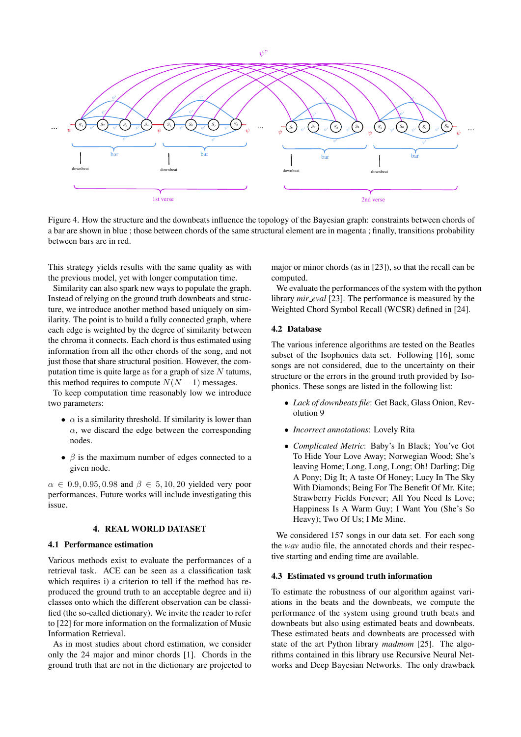Figure 4. How the structure and the downbeats influence the topology of the Bayesian graph: constraints between chords of a bar are shown in blue ; those between chords of the same structural element are in magenta ; finally, transitions probability between bars are in red.

This strategy yields results with the same quality as with the previous model, yet with longer computation time.

Similarity can also spark new ways to populate the graph. Instead of relying on the ground truth downbeats and structure, we introduce another method based uniquely on similarity. The point is to build a fully connected graph, where each edge is weighted by the degree of similarity between the chroma it connects. Each chord is thus estimated using information from all the other chords of the song, and not just those that share structural position. However, the computation time is quite large as for a graph of size $N$ tatums, this method requires to compute $N(N-1)$ messages.

To keep computation time reasonably low we introduce two parameters:

- $\alpha$ is a similarity threshold. If similarity is lower than $\alpha$, we discard the edge between the corresponding nodes.
- $\beta$ is the maximum number of edges connected to a given node.

$\alpha \in 0.9, 0.95, 0.98$ and $\beta \in 5, 10, 20$ yielded very poor performances. Future works will include investigating this issue.

## 4. REAL WORLD DATASET

### 4.1 Performance estimation

Various methods exist to evaluate the performances of a retrieval task. ACE can be seen as a classification task which requires i) a criterion to tell if the method has reproduced the ground truth to an acceptable degree and ii) classes onto which the different observation can be classified (the so-called dictionary). We invite the reader to refer to [22] for more information on the formalization of Music Information Retrieval.

As in most studies about chord estimation, we consider only the 24 major and minor chords [1]. Chords in the ground truth that are not in the dictionary are projected to major or minor chords (as in [23]), so that the recall can be computed.

We evaluate the performances of the system with the python library *mir_eval* [23]. The performance is measured by the Weighted Chord Symbol Recall (WCSR) defined in [24].

### 4.2 Database

The various inference algorithms are tested on the Beatles subset of the Isophonics data set. Following [16], some songs are not considered, due to the uncertainty on their structure or the errors in the ground truth provided by Isophonics. These songs are listed in the following list:

- *Lack of downbeats file*: Get Back, Glass Onion, Revolution 9
- *Incorrect annotations*: Lovely Rita
- *Complicated Metric*: Baby's In Black; You've Got To Hide Your Love Away; Norwegian Wood; She's leaving Home; Long, Long, Long; Oh! Darling; Dig A Pony; Dig It; A taste Of Honey; Lucy In The Sky With Diamonds; Being For The Benefit Of Mr. Kite; Strawberry Fields Forever; All You Need Is Love; Happiness Is A Warm Guy; I Want You (She's So Heavy); Two Of Us; I Me Mine.

We considered 157 songs in our data set. For each song the *wav* audio file, the annotated chords and their respective starting and ending time are available.

### 4.3 Estimated vs ground truth information

To estimate the robustness of our algorithm against variations in the beats and the downbeats, we compute the performance of the system using ground truth beats and downbeats but also using estimated beats and downbeats. These estimated beats and downbeats are processed with state of the art Python library *madmom* [25]. The algorithms contained in this library use Recursive Neural Networks and Deep Bayesian Networks. The only drawback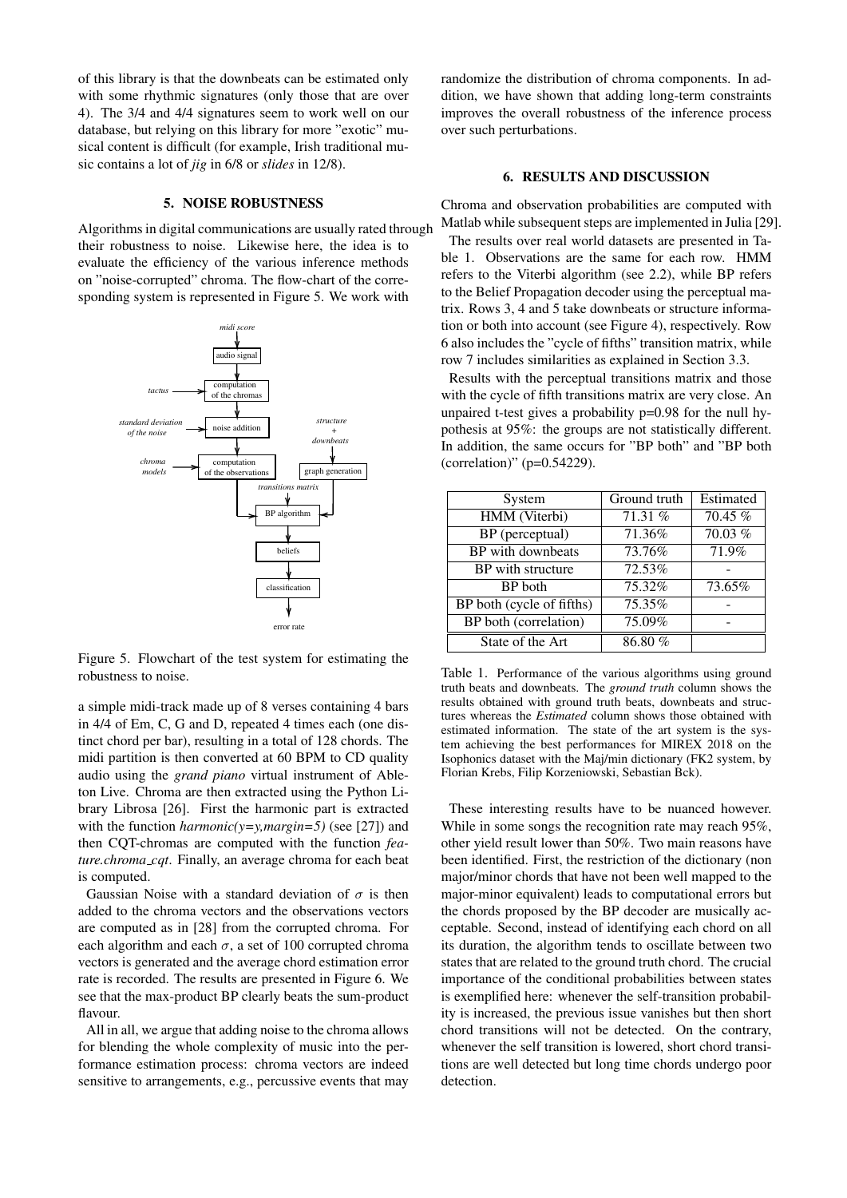of this library is that the downbeats can be estimated only with some rhythmic signatures (only those that are over 4). The 3/4 and 4/4 signatures seem to work well on our database, but relying on this library for more "exotic" musical content is difficult (for example, Irish traditional music contains a lot of *jig* in 6/8 or *slides* in 12/8).

## 5. NOISE ROBUSTNESS

Algorithms in digital communications are usually rated through their robustness to noise. Likewise here, the idea is to evaluate the efficiency of the various inference methods on "noise-corrupted" chroma. The flow-chart of the corresponding system is represented in Figure 5. We work with

Figure 5. Flowchart of the test system for estimating the robustness to noise.

a simple midi-track made up of 8 verses containing 4 bars in 4/4 of Em, C, G and D, repeated 4 times each (one distinct chord per bar), resulting in a total of 128 chords. The midi partition is then converted at 60 BPM to CD quality audio using the *grand piano* virtual instrument of Ableton Live. Chroma are then extracted using the Python Library Librosa [26]. First the harmonic part is extracted with the function *harmonic(y=y,margin=5)* (see [27]) and then CQT-chromas are computed with the function *feature.chroma_cqt*. Finally, an average chroma for each beat is computed.

Gaussian Noise with a standard deviation of $\sigma$ is then added to the chroma vectors and the observations vectors are computed as in [28] from the corrupted chroma. For each algorithm and each $\sigma$, a set of 100 corrupted chroma vectors is generated and the average chord estimation error rate is recorded. The results are presented in Figure 6. We see that the max-product BP clearly beats the sum-product flavour.

All in all, we argue that adding noise to the chroma allows for blending the whole complexity of music into the performance estimation process: chroma vectors are indeed sensitive to arrangements, e.g., percussive events that may randomize the distribution of chroma components. In addition, we have shown that adding long-term constraints improves the overall robustness of the inference process over such perturbations.

## 6. RESULTS AND DISCUSSION

Chroma and observation probabilities are computed with Matlab while subsequent steps are implemented in Julia [29].

The results over real world datasets are presented in Table 1. Observations are the same for each row. HMM refers to the Viterbi algorithm (see 2.2), while BP refers to the Belief Propagation decoder using the perceptual matrix. Rows 3, 4 and 5 take downbeats or structure information or both into account (see Figure 4), respectively. Row 6 also includes the "cycle of fifths" transition matrix, while row 7 includes similarities as explained in Section 3.3.

Results with the perceptual transitions matrix and those with the cycle of fifth transitions matrix are very close. An unpaired t-test gives a probability p=0.98 for the null hypothesis at 95%: the groups are not statistically different. In addition, the same occurs for "BP both" and "BP both (correlation)" (p=0.54229).

| System | Ground truth | Estimated |
|---|---|---|
| HMM (Viterbi) | 71.31 % | 70.45 % |
| BP (perceptual) | 71.36% | 70.03 % |
| BP with downbeats | 73.76% | 71.9% |
| BP with structure | 72.53% | - |
| BP both | 75.32% | 73.65% |
| BP both (cycle of fifths) | 75.35% | - |
| BP both (correlation) | 75.09% | - |
| State of the Art | 86.80 % | |

Table 1. Performance of the various algorithms using ground truth beats and downbeats. The *ground truth* column shows the results obtained with ground truth beats, downbeats and structures whereas the *Estimated* column shows those obtained with estimated information. The state of the art system is the system achieving the best performances for MIREX 2018 on the Isophonics dataset with the Maj/min dictionary (FK2 system, by Florian Krebs, Filip Korzeniowski, Sebastian Bck).

These interesting results have to be nuanced however. While in some songs the recognition rate may reach 95%, other yield result lower than 50%. Two main reasons have been identified. First, the restriction of the dictionary (non major/minor chords that have not been well mapped to the major-minor equivalent) leads to computational errors but the chords proposed by the BP decoder are musically acceptable. Second, instead of identifying each chord on all its duration, the algorithm tends to oscillate between two states that are related to the ground truth chord. The crucial importance of the conditional probabilities between states is exemplified here: whenever the self-transition probability is increased, the previous issue vanishes but then short chord transitions will not be detected. On the contrary, whenever the self transition is lowered, short chord transitions are well detected but long time chords undergo poor detection.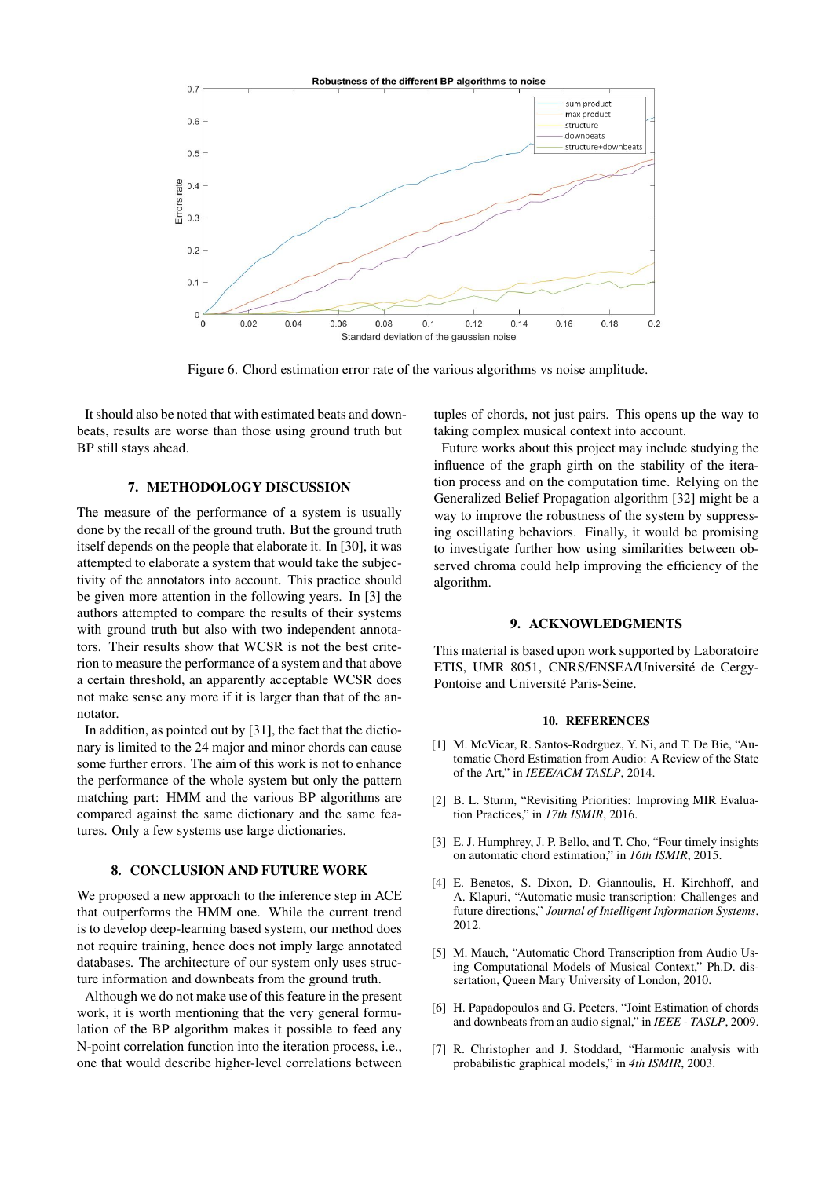Figure 6. Chord estimation error rate of the various algorithms vs noise amplitude.

It should also be noted that with estimated beats and downbeats, results are worse than those using ground truth but BP still stays ahead.

## 7. METHODOLOGY DISCUSSION

The measure of the performance of a system is usually done by the recall of the ground truth. But the ground truth itself depends on the people that elaborate it. In [30], it was attempted to elaborate a system that would take the subjectivity of the annotators into account. This practice should be given more attention in the following years. In [3] the authors attempted to compare the results of their systems with ground truth but also with two independent annotators. Their results show that WCSR is not the best criterion to measure the performance of a system and that above a certain threshold, an apparently acceptable WCSR does not make sense any more if it is larger than that of the annotator.

In addition, as pointed out by [31], the fact that the dictionary is limited to the 24 major and minor chords can cause some further errors. The aim of this work is not to enhance the performance of the whole system but only the pattern matching part: HMM and the various BP algorithms are compared against the same dictionary and the same features. Only a few systems use large dictionaries.

## 8. CONCLUSION AND FUTURE WORK

We proposed a new approach to the inference step in ACE that outperforms the HMM one. While the current trend is to develop deep-learning based system, our method does not require training, hence does not imply large annotated databases. The architecture of our system only uses structure information and downbeats from the ground truth.

Although we do not make use of this feature in the present work, it is worth mentioning that the very general formulation of the BP algorithm makes it possible to feed any N-point correlation function into the iteration process, i.e., one that would describe higher-level correlations between tuples of chords, not just pairs. This opens up the way to taking complex musical context into account.

Future works about this project may include studying the influence of the graph girth on the stability of the iteration process and on the computation time. Relying on the Generalized Belief Propagation algorithm [32] might be a way to improve the robustness of the system by suppressing oscillating behaviors. Finally, it would be promising to investigate further how using similarities between observed chroma could help improving the efficiency of the algorithm.

## 9. ACKNOWLEDGMENTS

This material is based upon work supported by Laboratoire ETIS, UMR 8051, CNRS/ENSEA/Université de Cergy-Pontoise and Université Paris-Seine.

## 10. REFERENCES

[1] M. McVicar, R. Santos-Rodrguez, Y. Ni, and T. De Bie, "Automatic Chord Estimation from Audio: A Review of the State of the Art," in *IEEE/ACM TASLP*, 2014.

[2] B. L. Sturm, "Revisiting Priorities: Improving MIR Evaluation Practices," in *17th ISMIR*, 2016.

[3] E. J. Humphrey, J. P. Bello, and T. Cho, "Four timely insights on automatic chord estimation," in *16th ISMIR*, 2015.

[4] E. Benetos, S. Dixon, D. Giannoulis, H. Kirchhoff, and A. Klapuri, "Automatic music transcription: Challenges and future directions," *Journal of Intelligent Information Systems*, 2012.

[5] M. Mauch, "Automatic Chord Transcription from Audio Using Computational Models of Musical Context," Ph.D. dissertation, Queen Mary University of London, 2010.

[6] H. Papadopoulos and G. Peeters, "Joint Estimation of chords and downbeats from an audio signal," in *IEEE - TASLP*, 2009.

[7] R. Christopher and J. Stoddard, "Harmonic analysis with probabilistic graphical models," in *4th ISMIR*, 2003.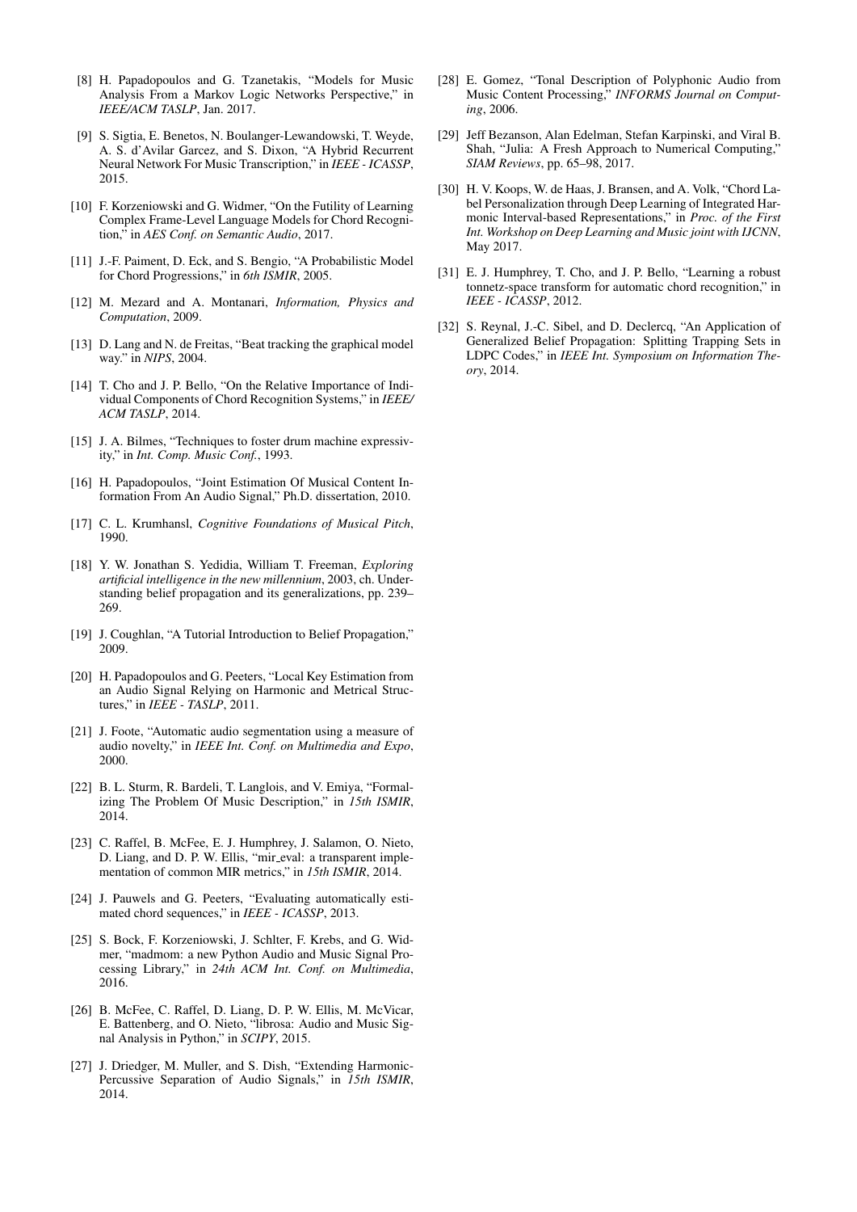[8] H. Papadopoulos and G. Tzanetakis, "Models for Music Analysis From a Markov Logic Networks Perspective," in *IEEE/ACM TASLP*, Jan. 2017.

[9] S. Sigtia, E. Benetos, N. Boulanger-Lewandowski, T. Weyde, A. S. d'Avilar Garcez, and S. Dixon, "A Hybrid Recurrent Neural Network For Music Transcription," in *IEEE - ICASSP*, 2015.

[10] F. Korzeniowski and G. Widmer, "On the Futility of Learning Complex Frame-Level Language Models for Chord Recognition," in *AES Conf. on Semantic Audio*, 2017.

[11] J.-F. Paiment, D. Eck, and S. Bengio, "A Probabilistic Model for Chord Progressions," in *6th ISMIR*, 2005.

[12] M. Mezard and A. Montanari, *Information, Physics and Computation*, 2009.

[13] D. Lang and N. de Freitas, "Beat tracking the graphical model way." in *NIPS*, 2004.

[14] T. Cho and J. P. Bello, "On the Relative Importance of Individual Components of Chord Recognition Systems," in *IEEE/ ACM TASLP*, 2014.

[15] J. A. Bilmes, "Techniques to foster drum machine expressivity," in *Int. Comp. Music Conf.*, 1993.

[16] H. Papadopoulos, "Joint Estimation Of Musical Content Information From An Audio Signal," Ph.D. dissertation, 2010.

[17] C. L. Krumhansl, *Cognitive Foundations of Musical Pitch*, 1990.

[18] Y. W. Jonathan S. Yedidia, William T. Freeman, *Exploring artificial intelligence in the new millennium*, 2003, ch. Understanding belief propagation and its generalizations, pp. 239–269.

[19] J. Coughlan, "A Tutorial Introduction to Belief Propagation," 2009.

[20] H. Papadopoulos and G. Peeters, "Local Key Estimation from an Audio Signal Relying on Harmonic and Metrical Structures," in *IEEE - TASLP*, 2011.

[21] J. Foote, "Automatic audio segmentation using a measure of audio novelty," in *IEEE Int. Conf. on Multimedia and Expo*, 2000.

[22] B. L. Sturm, R. Bardeli, T. Langlois, and V. Emiya, "Formalizing The Problem Of Music Description," in *15th ISMIR*, 2014.

[23] C. Raffel, B. McFee, E. J. Humphrey, J. Salamon, O. Nieto, D. Liang, and D. P. W. Ellis, "mir_eval: a transparent implementation of common MIR metrics," in *15th ISMIR*, 2014.

[24] J. Pauwels and G. Peeters, "Evaluating automatically estimated chord sequences," in *IEEE - ICASSP*, 2013.

[25] S. Bock, F. Korzeniowski, J. Schlter, F. Krebs, and G. Widmer, "madmom: a new Python Audio and Music Signal Processing Library," in *24th ACM Int. Conf. on Multimedia*, 2016.

[26] B. McFee, C. Raffel, D. Liang, D. P. W. Ellis, M. McVicar, E. Battenberg, and O. Nieto, "librosa: Audio and Music Signal Analysis in Python," in *SCIPY*, 2015.

[27] J. Driedger, M. Muller, and S. Dish, "Extending Harmonic-Percussive Separation of Audio Signals," in *15th ISMIR*, 2014.

[28] E. Gomez, "Tonal Description of Polyphonic Audio from Music Content Processing," *INFORMS Journal on Computing*, 2006.

[29] Jeff Bezanson, Alan Edelman, Stefan Karpinski, and Viral B. Shah, "Julia: A Fresh Approach to Numerical Computing," *SIAM Reviews*, pp. 65–98, 2017.

[30] H. V. Koops, W. de Haas, J. Bransen, and A. Volk, "Chord Label Personalization through Deep Learning of Integrated Harmonic Interval-based Representations," in *Proc. of the First Int. Workshop on Deep Learning and Music joint with IJCNN*, May 2017.

[31] E. J. Humphrey, T. Cho, and J. P. Bello, "Learning a robust tonnetz-space transform for automatic chord recognition," in *IEEE - ICASSP*, 2012.

[32] S. Reynal, J.-C. Sibel, and D. Declercq, "An Application of Generalized Belief Propagation: Splitting Trapping Sets in LDPC Codes," in *IEEE Int. Symposium on Information Theory*, 2014.